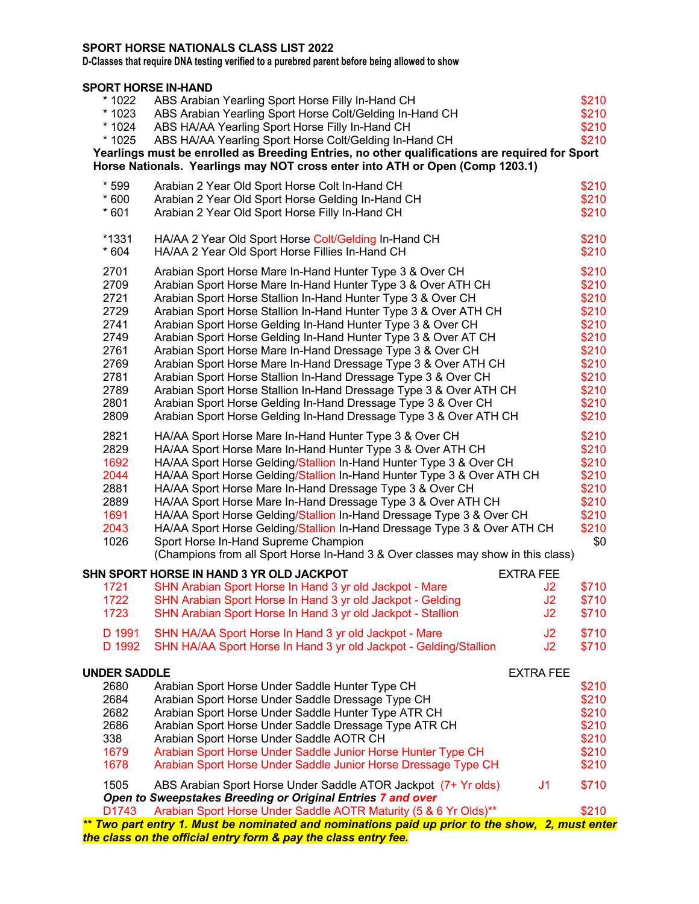# SPORT HORSE NATIONALS CLASS LIST 2022

**D-Classes that require DNA testing verified to a purebred parent before being allowed to show**

## SPORT HORSE IN-HAND

| Class | Description | Extra Fee | Fee |
|---|---|---|---|
| * 1022 | ABS Arabian Yearling Sport Horse Filly In-Hand CH | | $210 |
| * 1023 | ABS Arabian Yearling Sport Horse Colt/Gelding In-Hand CH | | $210 |
| * 1024 | ABS HA/AA Yearling Sport Horse Filly In-Hand CH | | $210 |
| * 1025 | ABS HA/AA Yearling Sport Horse Colt/Gelding In-Hand CH | | $210 |

**Yearlings must be enrolled as Breeding Entries, no other qualifications are required for Sport Horse Nationals. Yearlings may NOT cross enter into ATH or Open (Comp 1203.1)**

| Class | Description | Extra Fee | Fee |
|---|---|---|---|
| * 599 | Arabian 2 Year Old Sport Horse Colt In-Hand CH | | $210 |
| * 600 | Arabian 2 Year Old Sport Horse Gelding In-Hand CH | | $210 |
| * 601 | Arabian 2 Year Old Sport Horse Filly In-Hand CH | | $210 |
| *1331 | HA/AA 2 Year Old Sport Horse Colt/Gelding In-Hand CH | | $210 |
| * 604 | HA/AA 2 Year Old Sport Horse Fillies In-Hand CH | | $210 |
| 2701 | Arabian Sport Horse Mare In-Hand Hunter Type 3 & Over CH | | $210 |
| 2709 | Arabian Sport Horse Mare In-Hand Hunter Type 3 & Over ATH CH | | $210 |
| 2721 | Arabian Sport Horse Stallion In-Hand Hunter Type 3 & Over CH | | $210 |
| 2729 | Arabian Sport Horse Stallion In-Hand Hunter Type 3 & Over ATH CH | | $210 |
| 2741 | Arabian Sport Horse Gelding In-Hand Hunter Type 3 & Over CH | | $210 |
| 2749 | Arabian Sport Horse Gelding In-Hand Hunter Type 3 & Over AT CH | | $210 |
| 2761 | Arabian Sport Horse Mare In-Hand Dressage Type 3 & Over CH | | $210 |
| 2769 | Arabian Sport Horse Mare In-Hand Dressage Type 3 & Over ATH CH | | $210 |
| 2781 | Arabian Sport Horse Stallion In-Hand Dressage Type 3 & Over CH | | $210 |
| 2789 | Arabian Sport Horse Stallion In-Hand Dressage Type 3 & Over ATH CH | | $210 |
| 2801 | Arabian Sport Horse Gelding In-Hand Dressage Type 3 & Over CH | | $210 |
| 2809 | Arabian Sport Horse Gelding In-Hand Dressage Type 3 & Over ATH CH | | $210 |
| 2821 | HA/AA Sport Horse Mare In-Hand Hunter Type 3 & Over CH | | $210 |
| 2829 | HA/AA Sport Horse Mare In-Hand Hunter Type 3 & Over ATH CH | | $210 |
| 1692 | HA/AA Sport Horse Gelding/Stallion In-Hand Hunter Type 3 & Over CH | | $210 |
| 2044 | HA/AA Sport Horse Gelding/Stallion In-Hand Hunter Type 3 & Over ATH CH | | $210 |
| 2881 | HA/AA Sport Horse Mare In-Hand Dressage Type 3 & Over CH | | $210 |
| 2889 | HA/AA Sport Horse Mare In-Hand Dressage Type 3 & Over ATH CH | | $210 |
| 1691 | HA/AA Sport Horse Gelding/Stallion In-Hand Dressage Type 3 & Over CH | | $210 |
| 2043 | HA/AA Sport Horse Gelding/Stallion In-Hand Dressage Type 3 & Over ATH CH | | $210 |
| 1026 | Sport Horse In-Hand Supreme Champion (Champions from all Sport Horse In-Hand 3 & Over classes may show in this class) | | $0 |

## SHN SPORT HORSE IN HAND 3 YR OLD JACKPOT

| Class | Description | Extra Fee | Fee |
|---|---|---|---|
| 1721 | SHN Arabian Sport Horse In Hand 3 yr old Jackpot - Mare | J2 | $710 |
| 1722 | SHN Arabian Sport Horse In Hand 3 yr old Jackpot - Gelding | J2 | $710 |
| 1723 | SHN Arabian Sport Horse In Hand 3 yr old Jackpot - Stallion | J2 | $710 |
| D 1991 | SHN HA/AA Sport Horse In Hand 3 yr old Jackpot - Mare | J2 | $710 |
| D 1992 | SHN HA/AA Sport Horse In Hand 3 yr old Jackpot - Gelding/Stallion | J2 | $710 |

## UNDER SADDLE

| Class | Description | Extra Fee | Fee |
|---|---|---|---|
| 2680 | Arabian Sport Horse Under Saddle Hunter Type CH | | $210 |
| 2684 | Arabian Sport Horse Under Saddle Dressage Type CH | | $210 |
| 2682 | Arabian Sport Horse Under Saddle Hunter Type ATR CH | | $210 |
| 2686 | Arabian Sport Horse Under Saddle Dressage Type ATR CH | | $210 |
| 338 | Arabian Sport Horse Under Saddle AOTR CH | | $210 |
| 1679 | Arabian Sport Horse Under Saddle Junior Horse Hunter Type CH | | $210 |
| 1678 | Arabian Sport Horse Under Saddle Junior Horse Dressage Type CH | | $210 |
| 1505 | ABS Arabian Sport Horse Under Saddle ATOR Jackpot (7+ Yr olds) | J1 | $710 |

***Open to Sweepstakes Breeding or Original Entries 7 and over***

| Class | Description | Extra Fee | Fee |
|---|---|---|---|
| D1743 | Arabian Sport Horse Under Saddle AOTR Maturity (5 & 6 Yr Olds)** | | $210 |

***\*\* Two part entry 1. Must be nominated and nominations paid up prior to the show, 2, must enter the class on the official entry form & pay the class entry fee.***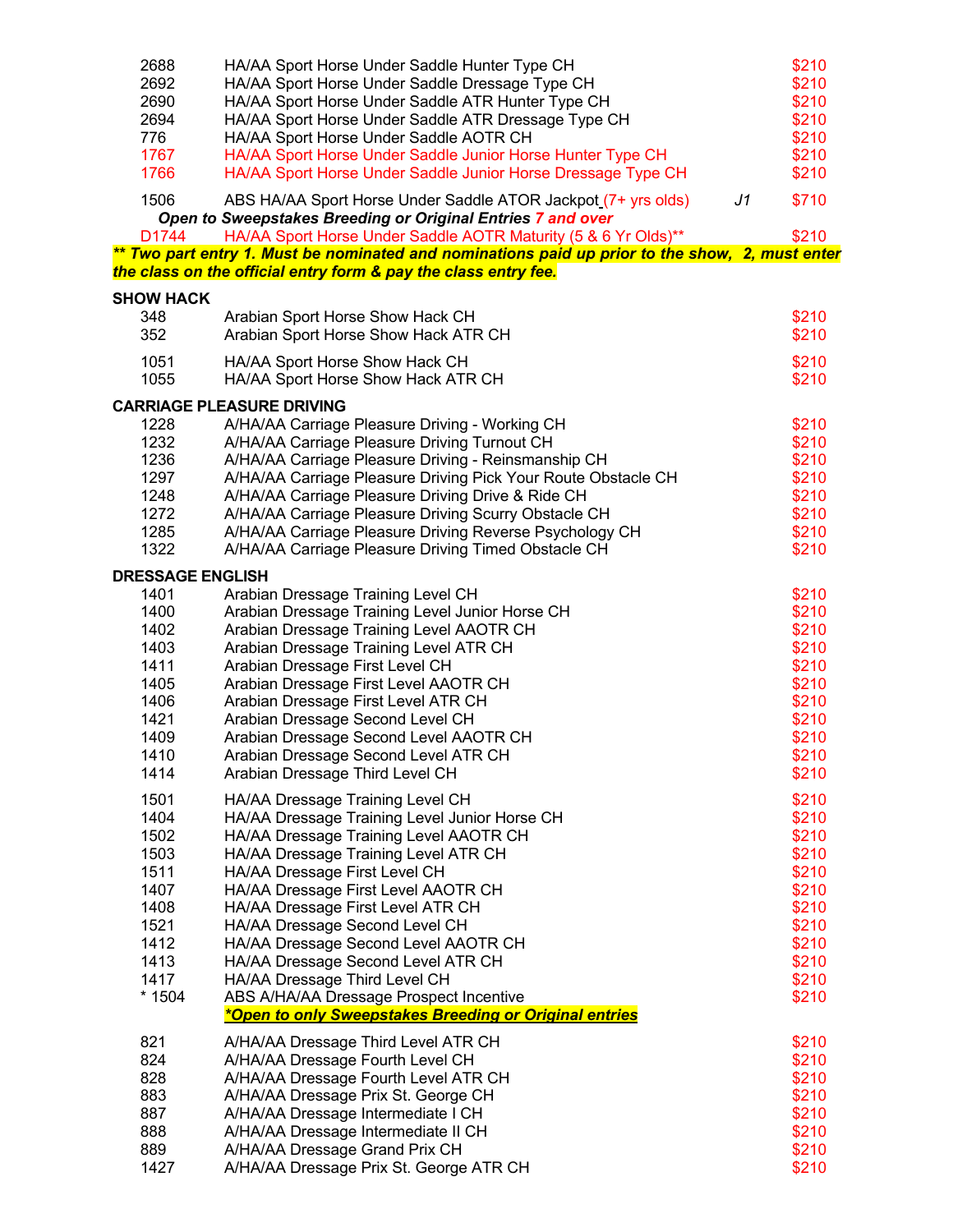| | | | |
|---|---|---|---|
| 2688 | HA/AA Sport Horse Under Saddle Hunter Type CH | | $210 |
| 2692 | HA/AA Sport Horse Under Saddle Dressage Type CH | | $210 |
| 2690 | HA/AA Sport Horse Under Saddle ATR Hunter Type CH | | $210 |
| 2694 | HA/AA Sport Horse Under Saddle ATR Dressage Type CH | | $210 |
| 776 | HA/AA Sport Horse Under Saddle AOTR CH | | $210 |
| 1767 | HA/AA Sport Horse Under Saddle Junior Horse Hunter Type CH | | $210 |
| 1766 | HA/AA Sport Horse Under Saddle Junior Horse Dressage Type CH | | $210 |
| 1506 | ABS HA/AA Sport Horse Under Saddle ATOR Jackpot (7+ yrs olds) | J1 | $710 |

***Open to Sweepstakes Breeding or Original Entries 7 and over***

| | | |
|---|---|---|
| D1744 | HA/AA Sport Horse Under Saddle AOTR Maturity (5 & 6 Yr Olds)** | $210 |

***\*\* Two part entry 1. Must be nominated and nominations paid up prior to the show, 2, must enter the class on the official entry form & pay the class entry fee.***

**SHOW HACK**

| | | |
|---|---|---|
| 348 | Arabian Sport Horse Show Hack CH | $210 |
| 352 | Arabian Sport Horse Show Hack ATR CH | $210 |
| 1051 | HA/AA Sport Horse Show Hack CH | $210 |
| 1055 | HA/AA Sport Horse Show Hack ATR CH | $210 |

**CARRIAGE PLEASURE DRIVING**

| | | |
|---|---|---|
| 1228 | A/HA/AA Carriage Pleasure Driving - Working CH | $210 |
| 1232 | A/HA/AA Carriage Pleasure Driving Turnout CH | $210 |
| 1236 | A/HA/AA Carriage Pleasure Driving - Reinsmanship CH | $210 |
| 1297 | A/HA/AA Carriage Pleasure Driving Pick Your Route Obstacle CH | $210 |
| 1248 | A/HA/AA Carriage Pleasure Driving Drive & Ride CH | $210 |
| 1272 | A/HA/AA Carriage Pleasure Driving Scurry Obstacle CH | $210 |
| 1285 | A/HA/AA Carriage Pleasure Driving Reverse Psychology CH | $210 |
| 1322 | A/HA/AA Carriage Pleasure Driving Timed Obstacle CH | $210 |

**DRESSAGE ENGLISH**

| | | |
|---|---|---|
| 1401 | Arabian Dressage Training Level CH | $210 |
| 1400 | Arabian Dressage Training Level Junior Horse CH | $210 |
| 1402 | Arabian Dressage Training Level AAOTR CH | $210 |
| 1403 | Arabian Dressage Training Level ATR CH | $210 |
| 1411 | Arabian Dressage First Level CH | $210 |
| 1405 | Arabian Dressage First Level AAOTR CH | $210 |
| 1406 | Arabian Dressage First Level ATR CH | $210 |
| 1421 | Arabian Dressage Second Level CH | $210 |
| 1409 | Arabian Dressage Second Level AAOTR CH | $210 |
| 1410 | Arabian Dressage Second Level ATR CH | $210 |
| 1414 | Arabian Dressage Third Level CH | $210 |
| 1501 | HA/AA Dressage Training Level CH | $210 |
| 1404 | HA/AA Dressage Training Level Junior Horse CH | $210 |
| 1502 | HA/AA Dressage Training Level AAOTR CH | $210 |
| 1503 | HA/AA Dressage Training Level ATR CH | $210 |
| 1511 | HA/AA Dressage First Level CH | $210 |
| 1407 | HA/AA Dressage First Level AAOTR CH | $210 |
| 1408 | HA/AA Dressage First Level ATR CH | $210 |
| 1521 | HA/AA Dressage Second Level CH | $210 |
| 1412 | HA/AA Dressage Second Level AAOTR CH | $210 |
| 1413 | HA/AA Dressage Second Level ATR CH | $210 |
| 1417 | HA/AA Dressage Third Level CH | $210 |
| * 1504 | ABS A/HA/AA Dressage Prospect Incentive | $210 |

***\*Open to only Sweepstakes Breeding or Original entries***

| | | |
|---|---|---|
| 821 | A/HA/AA Dressage Third Level ATR CH | $210 |
| 824 | A/HA/AA Dressage Fourth Level CH | $210 |
| 828 | A/HA/AA Dressage Fourth Level ATR CH | $210 |
| 883 | A/HA/AA Dressage Prix St. George CH | $210 |
| 887 | A/HA/AA Dressage Intermediate I CH | $210 |
| 888 | A/HA/AA Dressage Intermediate II CH | $210 |
| 889 | A/HA/AA Dressage Grand Prix CH | $210 |
| 1427 | A/HA/AA Dressage Prix St. George ATR CH | $210 |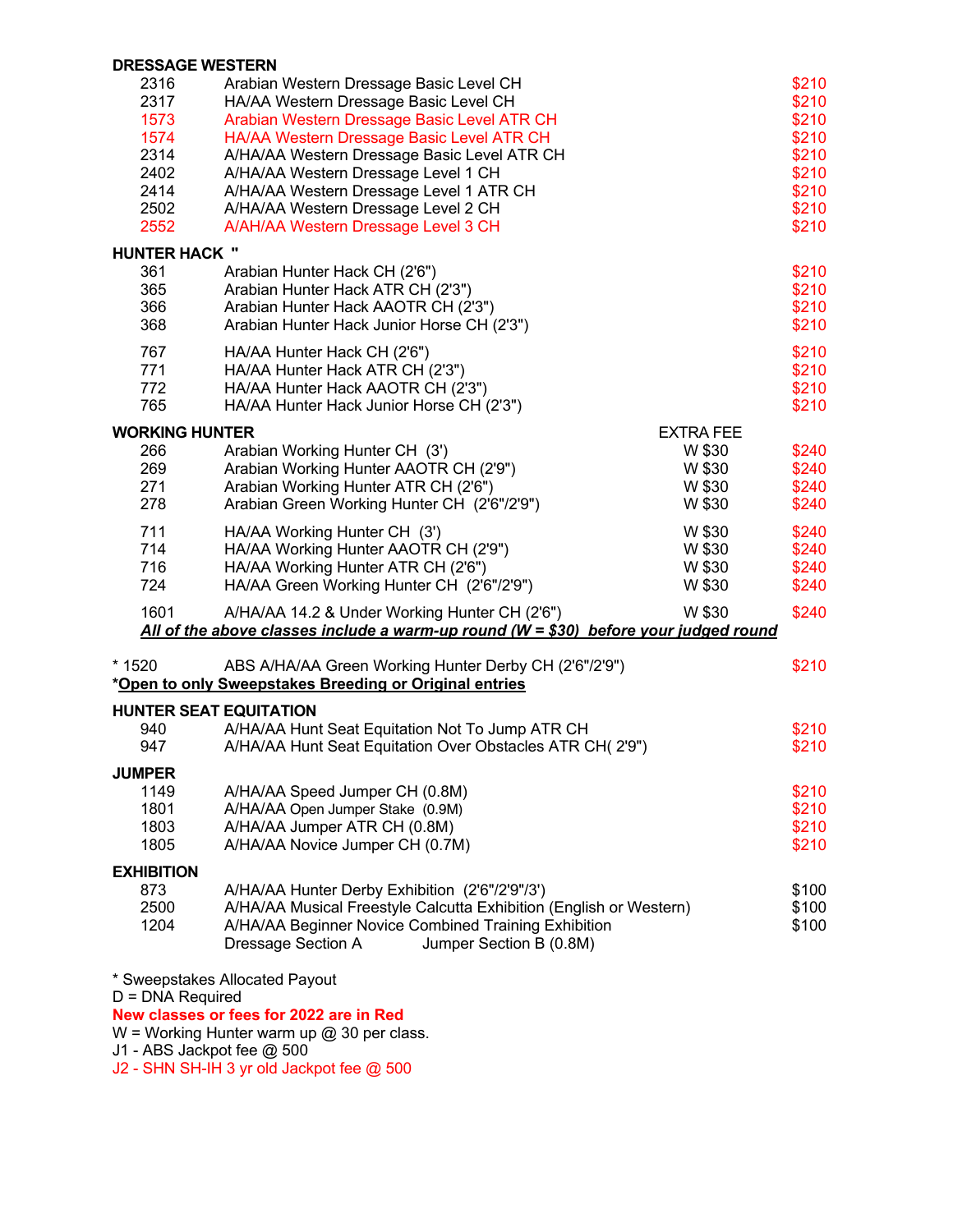## DRESSAGE WESTERN

| | | |
|---|---|---|
| 2316 | Arabian Western Dressage Basic Level CH | $210 |
| 2317 | HA/AA Western Dressage Basic Level CH | $210 |
| 1573 | Arabian Western Dressage Basic Level ATR CH | $210 |
| 1574 | HA/AA Western Dressage Basic Level ATR CH | $210 |
| 2314 | A/HA/AA Western Dressage Basic Level ATR CH | $210 |
| 2402 | A/HA/AA Western Dressage Level 1 CH | $210 |
| 2414 | A/HA/AA Western Dressage Level 1 ATR CH | $210 |
| 2502 | A/HA/AA Western Dressage Level 2 CH | $210 |
| 2552 | A/AH/AA Western Dressage Level 3 CH | $210 |

## HUNTER HACK "

| | | |
|---|---|---|
| 361 | Arabian Hunter Hack CH (2'6") | $210 |
| 365 | Arabian Hunter Hack ATR CH (2'3") | $210 |
| 366 | Arabian Hunter Hack AAOTR CH (2'3") | $210 |
| 368 | Arabian Hunter Hack Junior Horse CH (2'3") | $210 |
| 767 | HA/AA Hunter Hack CH (2'6") | $210 |
| 771 | HA/AA Hunter Hack ATR CH (2'3") | $210 |
| 772 | HA/AA Hunter Hack AAOTR CH (2'3") | $210 |
| 765 | HA/AA Hunter Hack Junior Horse CH (2'3") | $210 |

## WORKING HUNTER

| | | EXTRA FEE | |
|---|---|---|---|
| 266 | Arabian Working Hunter CH (3') | W $30 | $240 |
| 269 | Arabian Working Hunter AAOTR CH (2'9") | W $30 | $240 |
| 271 | Arabian Working Hunter ATR CH (2'6") | W $30 | $240 |
| 278 | Arabian Green Working Hunter CH (2'6"/2'9") | W $30 | $240 |
| 711 | HA/AA Working Hunter CH (3') | W $30 | $240 |
| 714 | HA/AA Working Hunter AAOTR CH (2'9") | W $30 | $240 |
| 716 | HA/AA Working Hunter ATR CH (2'6") | W $30 | $240 |
| 724 | HA/AA Green Working Hunter CH (2'6"/2'9") | W $30 | $240 |
| 1601 | A/HA/AA 14.2 & Under Working Hunter CH (2'6") | W $30 | $240 |

***All of the above classes include a warm-up round (W = $30) before your judged round***

| | | |
|---|---|---|
| * 1520 | ABS A/HA/AA Green Working Hunter Derby CH (2'6"/2'9") | $210 |

***Open to only Sweepstakes Breeding or Original entries**

## HUNTER SEAT EQUITATION

| | | |
|---|---|---|
| 940 | A/HA/AA Hunt Seat Equitation Not To Jump ATR CH | $210 |
| 947 | A/HA/AA Hunt Seat Equitation Over Obstacles ATR CH( 2'9") | $210 |

## JUMPER

| | | |
|---|---|---|
| 1149 | A/HA/AA Speed Jumper CH (0.8M) | $210 |
| 1801 | A/HA/AA Open Jumper Stake (0.9M) | $210 |
| 1803 | A/HA/AA Jumper ATR CH (0.8M) | $210 |
| 1805 | A/HA/AA Novice Jumper CH (0.7M) | $210 |

## EXHIBITION

| | | |
|---|---|---|
| 873 | A/HA/AA Hunter Derby Exhibition (2'6"/2'9"/3') | $100 |
| 2500 | A/HA/AA Musical Freestyle Calcutta Exhibition (English or Western) | $100 |
| 1204 | A/HA/AA Beginner Novice Combined Training Exhibition<br>Dressage Section A Jumper Section B (0.8M) | $100 |

\* Sweepstakes Allocated Payout
D = DNA Required
**New classes or fees for 2022 are in Red**
W = Working Hunter warm up @ 30 per class.
J1 - ABS Jackpot fee @ 500
J2 - SHN SH-IH 3 yr old Jackpot fee @ 500